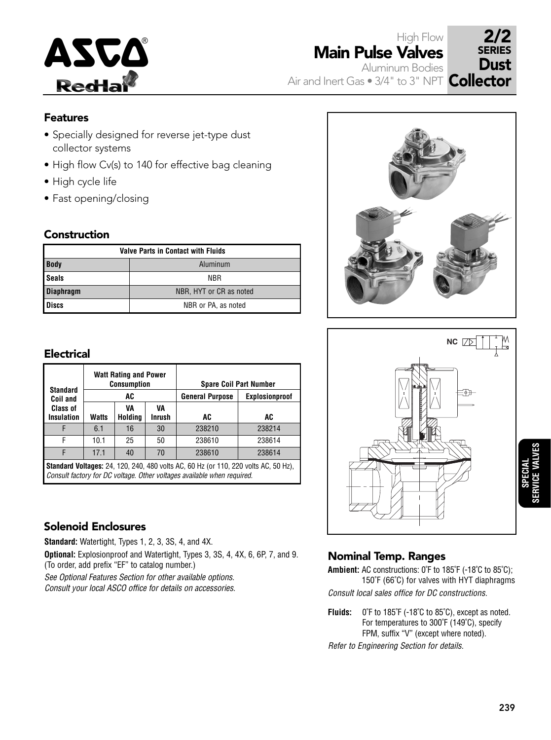# High Flow Main Pulse Valves

Aluminum Bodies
Air and Inert Gas • 3/4" to 3" NPT

**2/2 SERIES Dust Collector**

## Features

- Specially designed for reverse jet-type dust collector systems
- High flow Cv(s) to 140 for effective bag cleaning
- High cycle life
- Fast opening/closing

## Construction

| Valve Parts in Contact with Fluids | |
|---|---|
| **Body** | Aluminum |
| **Seals** | NBR |
| **Diaphragm** | NBR, HYT or CR as noted |
| **Discs** | NBR or PA, as noted |

## Electrical

| Standard Coil and Class of Insulation | Watt Rating and Power Consumption | | | Spare Coil Part Number | |
|---|---|---|---|---|---|
| | AC | | | General Purpose | Explosionproof |
| | Watts | VA Holding | VA Inrush | AC | AC |
| F | 6.1 | 16 | 30 | 238210 | 238214 |
| F | 10.1 | 25 | 50 | 238610 | 238614 |
| F | 17.1 | 40 | 70 | 238610 | 238614 |

**Standard Voltages:** 24, 120, 240, 480 volts AC, 60 Hz (or 110, 220 volts AC, 50 Hz), *Consult factory for DC voltage. Other voltages available when required.*

## Solenoid Enclosures

**Standard:** Watertight, Types 1, 2, 3, 3S, 4, and 4X.

**Optional:** Explosionproof and Watertight, Types 3, 3S, 4, 4X, 6, 6P, 7, and 9. (To order, add prefix "EF" to catalog number.)

*See Optional Features Section for other available options.*
*Consult your local ASCO office for details on accessories.*

NC

## Nominal Temp. Ranges

**Ambient:** AC constructions: 0˚F to 185˚F (-18˚C to 85˚C); 150˚F (66˚C) for valves with HYT diaphragms

*Consult local sales office for DC constructions.*

**Fluids:** 0˚F to 185˚F (-18˚C to 85˚C), except as noted. For temperatures to 300˚F (149˚C), specify FPM, suffix "V" (except where noted).

*Refer to Engineering Section for details.*

SPECIAL SERVICE VALVES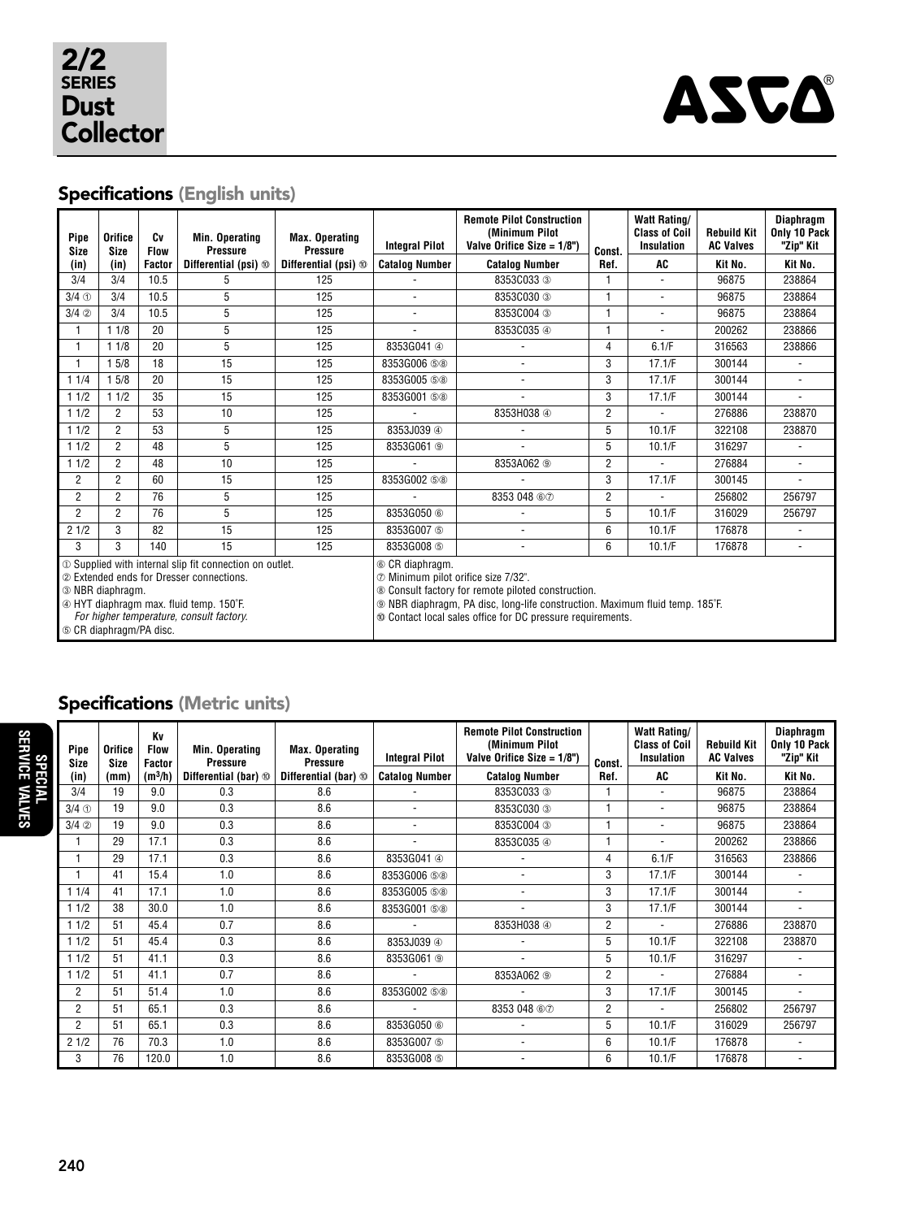# 2/2 SERIES Dust Collector

## Specifications (English units)

| Pipe Size (in) | Orifice Size (in) | Cv Flow Factor | Min. Operating Pressure Differential (psi) ⑩ | Max. Operating Pressure Differential (psi) ⑩ | Integral Pilot Catalog Number | Remote Pilot Construction (Minimum Pilot Valve Orifice Size = 1/8") Catalog Number | Const. Ref. | Watt Rating/ Class of Coil Insulation AC | Rebuild Kit AC Valves Kit No. | Diaphragm Only 10 Pack "Zip" Kit Kit No. |
|---|---|---|---|---|---|---|---|---|---|---|
| 3/4 | 3/4 | 10.5 | 5 | 125 | - | 8353C033 ③ | 1 | - | 96875 | 238864 |
| 3/4 ① | 3/4 | 10.5 | 5 | 125 | - | 8353C030 ③ | 1 | - | 96875 | 238864 |
| 3/4 ② | 3/4 | 10.5 | 5 | 125 | - | 8353C004 ③ | 1 | - | 96875 | 238864 |
| 1 | 1 1/8 | 20 | 5 | 125 | - | 8353C035 ④ | 1 | - | 200262 | 238866 |
| 1 | 1 1/8 | 20 | 5 | 125 | 8353G041 ④ | - | 4 | 6.1/F | 316563 | 238866 |
| 1 | 1 5/8 | 18 | 15 | 125 | 8353G006 ⑤⑧ | - | 3 | 17.1/F | 300144 | - |
| 1 1/4 | 1 5/8 | 20 | 15 | 125 | 8353G005 ⑤⑧ | - | 3 | 17.1/F | 300144 | - |
| 1 1/2 | 1 1/2 | 35 | 15 | 125 | 8353G001 ⑤⑧ | - | 3 | 17.1/F | 300144 | - |
| 1 1/2 | 2 | 53 | 10 | 125 | - | 8353H038 ④ | 2 | - | 276886 | 238870 |
| 1 1/2 | 2 | 53 | 5 | 125 | 8353J039 ④ | - | 5 | 10.1/F | 322108 | 238870 |
| 1 1/2 | 2 | 48 | 5 | 125 | 8353G061 ⑨ | - | 5 | 10.1/F | 316297 | - |
| 1 1/2 | 2 | 48 | 10 | 125 | - | 8353A062 ⑨ | 2 | - | 276884 | - |
| 2 | 2 | 60 | 15 | 125 | 8353G002 ⑤⑧ | - | 3 | 17.1/F | 300145 | - |
| 2 | 2 | 76 | 5 | 125 | - | 8353 048 ⑥⑦ | 2 | - | 256802 | 256797 |
| 2 | 2 | 76 | 5 | 125 | 8353G050 ⑥ | - | 5 | 10.1/F | 316029 | 256797 |
| 2 1/2 | 3 | 82 | 15 | 125 | 8353G007 ⑤ | - | 6 | 10.1/F | 176878 | - |
| 3 | 3 | 140 | 15 | 125 | 8353G008 ⑤ | - | 6 | 10.1/F | 176878 | - |

① Supplied with internal slip fit connection on outlet.
② Extended ends for Dresser connections.
③ NBR diaphragm.
④ HYT diaphragm max. fluid temp. 150°F. *For higher temperature, consult factory.*
⑤ CR diaphragm/PA disc.
⑥ CR diaphragm.
⑦ Minimum pilot orifice size 7/32".
⑧ Consult factory for remote piloted construction.
⑨ NBR diaphragm, PA disc, long-life construction. Maximum fluid temp. 185°F.
⑩ Contact local sales office for DC pressure requirements.

## Specifications (Metric units)

| Pipe Size (in) | Orifice Size (mm) | Kv Flow Factor ($m^3$/h) | Min. Operating Pressure Differential (bar) ⑩ | Max. Operating Pressure Differential (bar) ⑩ | Integral Pilot Catalog Number | Remote Pilot Construction (Minimum Pilot Valve Orifice Size = 1/8") Catalog Number | Const. Ref. | Watt Rating/ Class of Coil Insulation AC | Rebuild Kit AC Valves Kit No. | Diaphragm Only 10 Pack "Zip" Kit Kit No. |
|---|---|---|---|---|---|---|---|---|---|---|
| 3/4 | 19 | 9.0 | 0.3 | 8.6 | - | 8353C033 ③ | 1 | - | 96875 | 238864 |
| 3/4 ① | 19 | 9.0 | 0.3 | 8.6 | - | 8353C030 ③ | 1 | - | 96875 | 238864 |
| 3/4 ② | 19 | 9.0 | 0.3 | 8.6 | - | 8353C004 ③ | 1 | - | 96875 | 238864 |
| 1 | 29 | 17.1 | 0.3 | 8.6 | - | 8353C035 ④ | 1 | - | 200262 | 238866 |
| 1 | 29 | 17.1 | 0.3 | 8.6 | 8353G041 ④ | - | 4 | 6.1/F | 316563 | 238866 |
| 1 | 41 | 15.4 | 1.0 | 8.6 | 8353G006 ⑤⑧ | - | 3 | 17.1/F | 300144 | - |
| 1 1/4 | 41 | 17.1 | 1.0 | 8.6 | 8353G005 ⑤⑧ | - | 3 | 17.1/F | 300144 | - |
| 1 1/2 | 38 | 30.0 | 1.0 | 8.6 | 8353G001 ⑤⑧ | - | 3 | 17.1/F | 300144 | - |
| 1 1/2 | 51 | 45.4 | 0.7 | 8.6 | - | 8353H038 ④ | 2 | - | 276886 | 238870 |
| 1 1/2 | 51 | 45.4 | 0.3 | 8.6 | 8353J039 ④ | - | 5 | 10.1/F | 322108 | 238870 |
| 1 1/2 | 51 | 41.1 | 0.3 | 8.6 | 8353G061 ⑨ | - | 5 | 10.1/F | 316297 | - |
| 1 1/2 | 51 | 41.1 | 0.7 | 8.6 | - | 8353A062 ⑨ | 2 | - | 276884 | - |
| 2 | 51 | 51.4 | 1.0 | 8.6 | 8353G002 ⑤⑧ | - | 3 | 17.1/F | 300145 | - |
| 2 | 51 | 65.1 | 0.3 | 8.6 | - | 8353 048 ⑥⑦ | 2 | - | 256802 | 256797 |
| 2 | 51 | 65.1 | 0.3 | 8.6 | 8353G050 ⑥ | - | 5 | 10.1/F | 316029 | 256797 |
| 2 1/2 | 76 | 70.3 | 1.0 | 8.6 | 8353G007 ⑤ | - | 6 | 10.1/F | 176878 | - |
| 3 | 76 | 120.0 | 1.0 | 8.6 | 8353G008 ⑤ | - | 6 | 10.1/F | 176878 | - |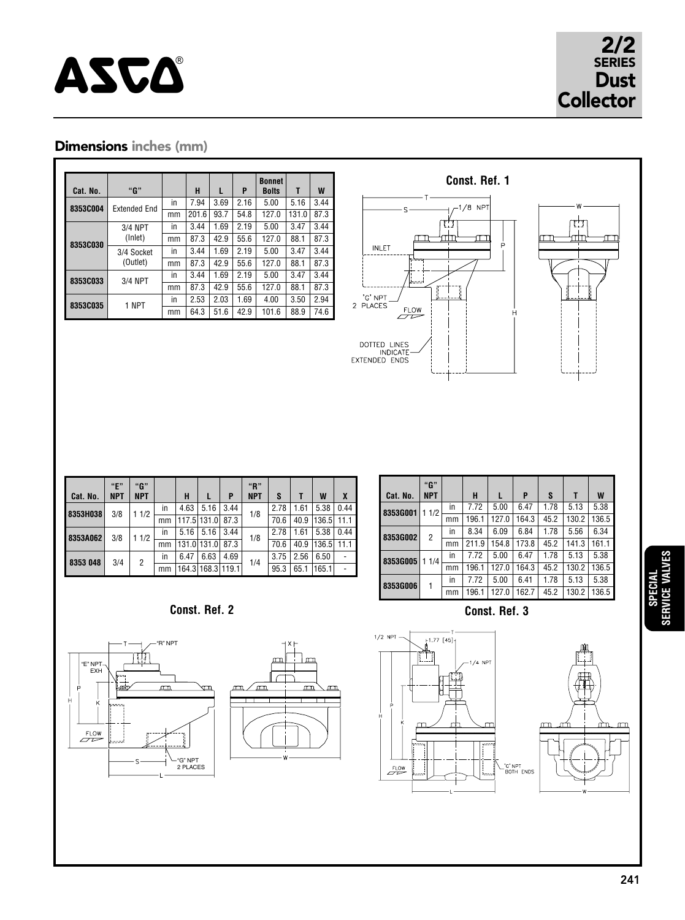# ASCO

**2/2 SERIES Dust Collector**

## Dimensions inches (mm)

| Cat. No. | "G" | | H | L | P | Bonnet Bolts | T | W |
|---|---|---|---|---|---|---|---|---|
| 8353C004 | Extended End | in | 7.94 | 3.69 | 2.16 | 5.00 | 5.16 | 3.44 |
| | | mm | 201.6 | 93.7 | 54.8 | 127.0 | 131.0 | 87.3 |
| 8353C030 | 3/4 NPT (Inlet) | in | 3.44 | 1.69 | 2.19 | 5.00 | 3.47 | 3.44 |
| | | mm | 87.3 | 42.9 | 55.6 | 127.0 | 88.1 | 87.3 |
| | 3/4 Socket (Outlet) | in | 3.44 | 1.69 | 2.19 | 5.00 | 3.47 | 3.44 |
| | | mm | 87.3 | 42.9 | 55.6 | 127.0 | 88.1 | 87.3 |
| 8353C033 | 3/4 NPT | in | 3.44 | 1.69 | 2.19 | 5.00 | 3.47 | 3.44 |
| | | mm | 87.3 | 42.9 | 55.6 | 127.0 | 88.1 | 87.3 |
| 8353C035 | 1 NPT | in | 2.53 | 2.03 | 1.69 | 4.00 | 3.50 | 2.94 |
| | | mm | 64.3 | 51.6 | 42.9 | 101.6 | 88.9 | 74.6 |

**Const. Ref. 1**

T, S, 1/8 NPT, W, INLET, P, "G" NPT 2 PLACES, FLOW, H, DOTTED LINES INDICATE EXTENDED ENDS

| Cat. No. | "E" NPT | "G" NPT | | H | L | P | "R" NPT | S | T | W | X |
|---|---|---|---|---|---|---|---|---|---|---|---|
| 8353H038 | 3/8 | 1 1/2 | in | 4.63 | 5.16 | 3.44 | 1/8 | 2.78 | 1.61 | 5.38 | 0.44 |
| | | | mm | 117.5 | 131.0 | 87.3 | | 70.6 | 40.9 | 136.5 | 11.1 |
| 8353A062 | 3/8 | 1 1/2 | in | 5.16 | 5.16 | 3.44 | 1/8 | 2.78 | 1.61 | 5.38 | 0.44 |
| | | | mm | 131.0 | 131.0 | 87.3 | | 70.6 | 40.9 | 136.5 | 11.1 |
| 8353 048 | 3/4 | 2 | in | 6.47 | 6.63 | 4.69 | 1/4 | 3.75 | 2.56 | 6.50 | - |
| | | | mm | 164.3 | 168.3 | 119.1 | | 95.3 | 65.1 | 165.1 | - |

**Const. Ref. 2**

T, "R" NPT, "E" NPT EXH, P, H, K, FLOW, S, "G" NPT 2 PLACES, L, X, W

| Cat. No. | "G" NPT | | H | L | P | S | T | W |
|---|---|---|---|---|---|---|---|---|
| 8353G001 | 1 1/2 | in | 7.72 | 5.00 | 6.47 | 1.78 | 5.13 | 5.38 |
| | | mm | 196.1 | 127.0 | 164.3 | 45.2 | 130.2 | 136.5 |
| 8353G002 | 2 | in | 8.34 | 6.09 | 6.84 | 1.78 | 5.56 | 6.34 |
| | | mm | 211.9 | 154.8 | 173.8 | 45.2 | 141.3 | 161.1 |
| 8353G005 | 1 1/4 | in | 7.72 | 5.00 | 6.47 | 1.78 | 5.13 | 5.38 |
| | | mm | 196.1 | 127.0 | 164.3 | 45.2 | 130.2 | 136.5 |
| 8353G006 | 1 | in | 7.72 | 5.00 | 6.41 | 1.78 | 5.13 | 5.38 |
| | | mm | 196.1 | 127.0 | 162.7 | 45.2 | 130.2 | 136.5 |

**Const. Ref. 3**

1/2 NPT, 1.77 [45], T, 1/4 NPT, P, H, K, FLOW, "G" NPT BOTH ENDS, L, W

SPECIAL SERVICE VALVES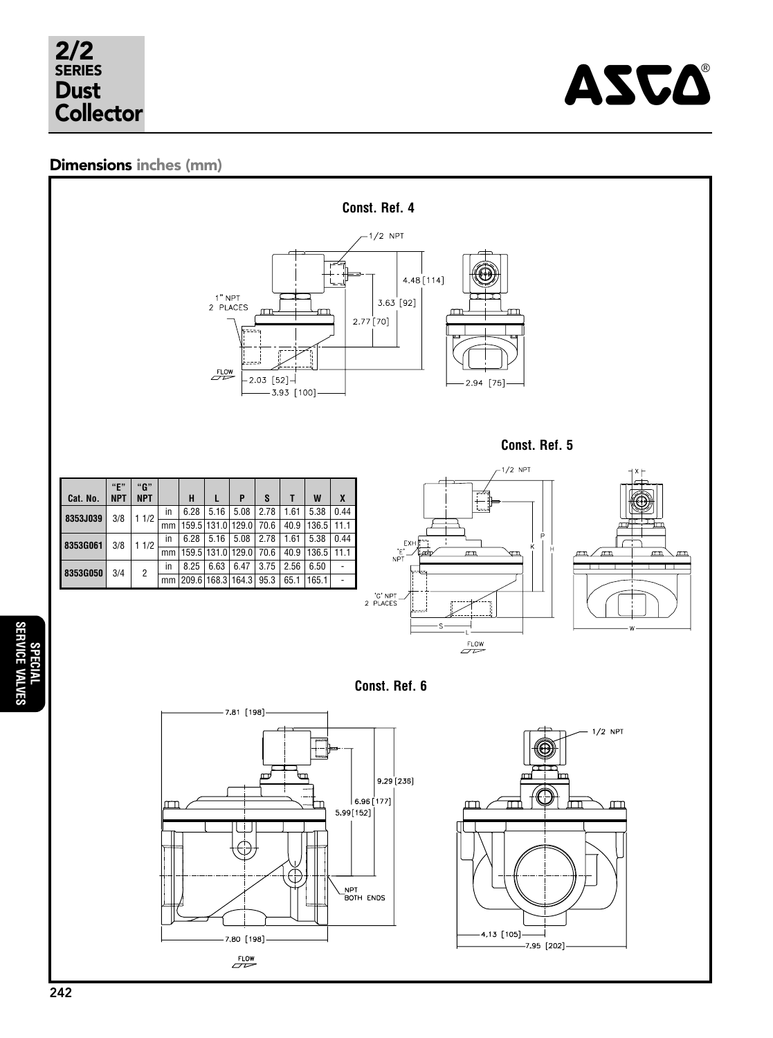# 2/2 SERIES Dust Collector

## Dimensions inches (mm)

### Const. Ref. 4

1/2 NPT

1" NPT 2 PLACES

4.48 [114]

3.63 [92]

2.77 [70]

2.03 [52]

3.93 [100]

2.94 [75]

FLOW

### Const. Ref. 5

| Cat. No. | "E" NPT | "G" NPT | | H | L | P | S | T | W | X |
|---|---|---|---|---|---|---|---|---|---|---|
| 8353J039 | 3/8 | 1 1/2 | in | 6.28 | 5.16 | 5.08 | 2.78 | 1.61 | 5.38 | 0.44 |
| | | | mm | 159.5 | 131.0 | 129.0 | 70.6 | 40.9 | 136.5 | 11.1 |
| 8353G061 | 3/8 | 1 1/2 | in | 6.28 | 5.16 | 5.08 | 2.78 | 1.61 | 5.38 | 0.44 |
| | | | mm | 159.5 | 131.0 | 129.0 | 70.6 | 40.9 | 136.5 | 11.1 |
| 8353G050 | 3/4 | 2 | in | 8.25 | 6.63 | 6.47 | 3.75 | 2.56 | 6.50 | - |
| | | | mm | 209.6 | 168.3 | 164.3 | 95.3 | 65.1 | 165.1 | - |

1/2 NPT

EXH

'E' NPT

'G' NPT 2 PLACES

P K H S L W X

FLOW

### Const. Ref. 6

7.81 [198]

9.29 [236]

6.96 [177]

5.99 [152]

NPT BOTH ENDS

7.80 [198]

FLOW

1/2 NPT

4.13 [105]

7.95 [202]

SPECIAL SERVICE VALVES